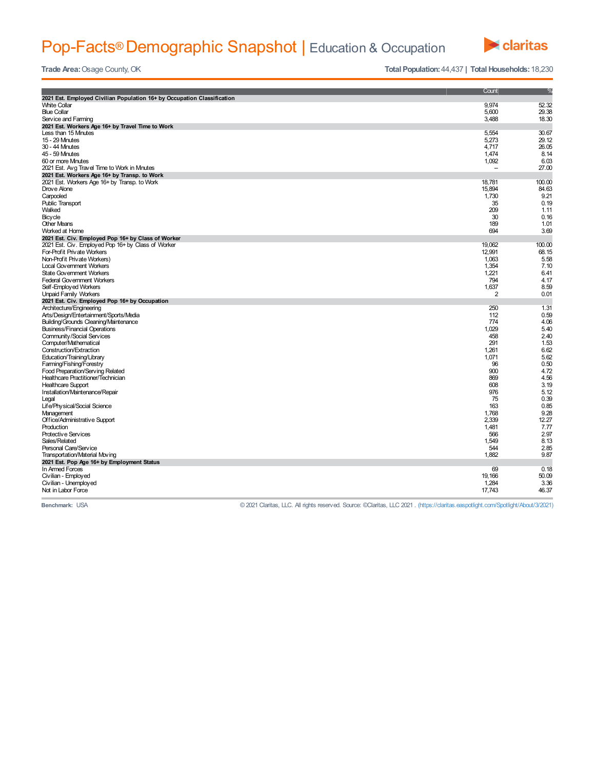# Pop-Facts® Demographic Snapshot | Education & Occupation

**Trade Area:** Osage County, OK

**Total Population:** 44,437 | **Total Households:** 18,230

| | Count | % |
|---|---|---|
| **2021 Est. Employed Civilian Population 16+ by Occupation Classification** | | |
| White Collar | 9,974 | 52.32 |
| Blue Collar | 5,600 | 29.38 |
| Service and Farming | 3,488 | 18.30 |
| **2021 Est. Workers Age 16+ by Travel Time to Work** | | |
| Less than 15 Minutes | 5,554 | 30.67 |
| 15 - 29 Minutes | 5,273 | 29.12 |
| 30 - 44 Minutes | 4,717 | 26.05 |
| 45 - 59 Minutes | 1,474 | 8.14 |
| 60 or more Minutes | 1,092 | 6.03 |
| 2021 Est. Avg Travel Time to Work in Minutes | -- | 27.00 |
| **2021 Est. Workers Age 16+ by Transp. to Work** | | |
| 2021 Est. Workers Age 16+ by Transp. to Work | 18,781 | 100.00 |
| Drove Alone | 15,894 | 84.63 |
| Carpooled | 1,730 | 9.21 |
| Public Transport | 35 | 0.19 |
| Walked | 209 | 1.11 |
| Bicycle | 30 | 0.16 |
| Other Means | 189 | 1.01 |
| Worked at Home | 694 | 3.69 |
| **2021 Est. Civ. Employed Pop 16+ by Class of Worker** | | |
| 2021 Est. Civ. Employed Pop 16+ by Class of Worker | 19,062 | 100.00 |
| For-Profit Private Workers | 12,991 | 68.15 |
| Non-Profit Private Workers) | 1,063 | 5.58 |
| Local Government Workers | 1,354 | 7.10 |
| State Government Workers | 1,221 | 6.41 |
| Federal Government Workers | 794 | 4.17 |
| Self-Employed Workers | 1,637 | 8.59 |
| Unpaid Family Workers | 2 | 0.01 |
| **2021 Est. Civ. Employed Pop 16+ by Occupation** | | |
| Architecture/Engineering | 250 | 1.31 |
| Arts/Design/Entertainment/Sports/Media | 112 | 0.59 |
| Building/Grounds Cleaning/Maintenance | 774 | 4.06 |
| Business/Financial Operations | 1,029 | 5.40 |
| Community/Social Services | 458 | 2.40 |
| Computer/Mathematical | 291 | 1.53 |
| Construction/Extraction | 1,261 | 6.62 |
| Education/Training/Library | 1,071 | 5.62 |
| Farming/Fishing/Forestry | 96 | 0.50 |
| Food Preparation/Serving Related | 900 | 4.72 |
| Healthcare Practitioner/Technician | 869 | 4.56 |
| Healthcare Support | 608 | 3.19 |
| Installation/Maintenance/Repair | 976 | 5.12 |
| Legal | 75 | 0.39 |
| Life/Physical/Social Science | 163 | 0.85 |
| Management | 1,768 | 9.28 |
| Office/Administrative Support | 2,339 | 12.27 |
| Production | 1,481 | 7.77 |
| Protective Services | 566 | 2.97 |
| Sales/Related | 1,549 | 8.13 |
| Personal Care/Service | 544 | 2.85 |
| Transportation/Material Moving | 1,882 | 9.87 |
| **2021 Est. Pop Age 16+ by Employment Status** | | |
| In Armed Forces | 69 | 0.18 |
| Civilian - Employed | 19,166 | 50.09 |
| Civilian - Unemployed | 1,284 | 3.36 |
| Not in Labor Force | 17,743 | 46.37 |

**Benchmark:** USA

© 2021 Claritas, LLC. All rights reserved. Source: ©Claritas, LLC 2021 . (https://claritas.easpotlight.com/Spotlight/About/3/2021)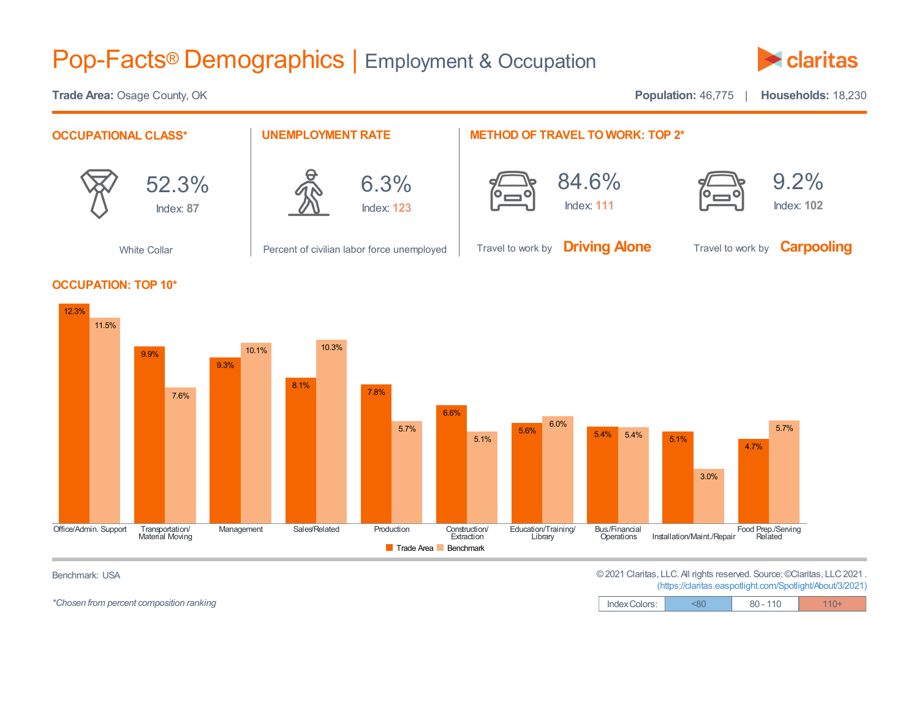# Pop-Facts® Demographics | Employment & Occupation

**Trade Area:** Osage County, OK

**Population:** 46,775 | **Households:** 18,230

## OCCUPATIONAL CLASS*

52.3%

Index: 87

White Collar

## UNEMPLOYMENT RATE

6.3%

Index: 123

Percent of civilian labor force unemployed

## METHOD OF TRAVEL TO WORK: TOP 2*

84.6%

Index: 111

Travel to work by **Driving Alone**

9.2%

Index: 102

Travel to work by **Carpooling**

## OCCUPATION: TOP 10*

| Occupation | Trade Area | Benchmark |
|---|---|---|
| Office/Admin. Support | 12.3% | 11.5% |
| Transportation/ Material Moving | 9.9% | 7.6% |
| Management | 9.3% | 10.1% |
| Sales/Related | 8.1% | 10.3% |
| Production | 7.8% | 5.7% |
| Construction/ Extraction | 6.6% | 5.1% |
| Education/Training/ Library | 5.6% | 6.0% |
| Bus/Financial Operations | 5.4% | 5.4% |
| Installation/Maint./Repair | 5.1% | 3.0% |
| Food Prep./Serving Related | 4.7% | 5.7% |

Benchmark: USA

*Chosen from percent composition ranking

© 2021 Claritas, LLC. All rights reserved. Source: ©Claritas, LLC 2021 . (https://claritas.easpotlight.com/Spotlight/About/3/2021)

| Index Colors: | <80 | 80 - 110 | 110+ |
|---|---|---|---|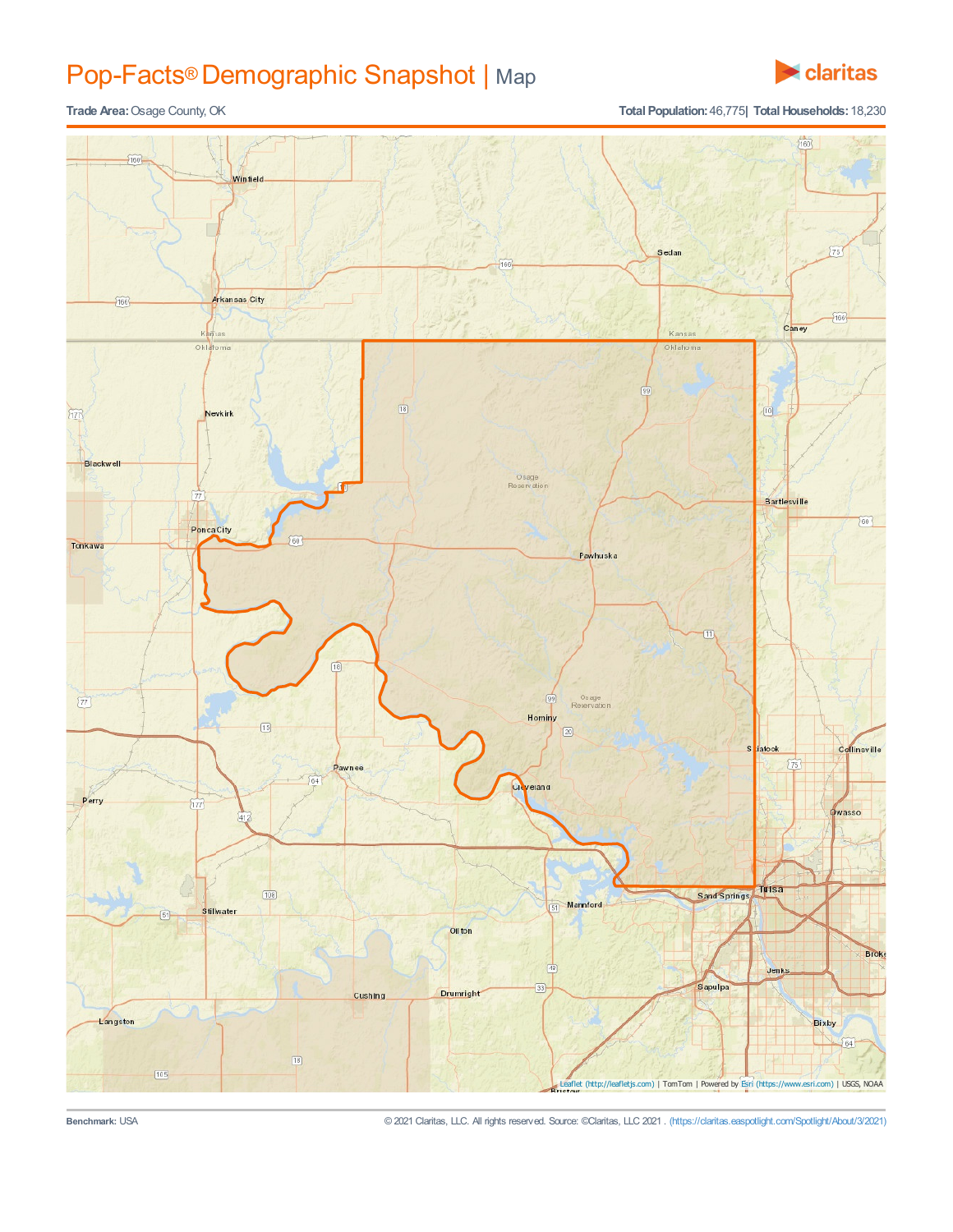# Pop-Facts® Demographic Snapshot | Map

**Trade Area:** Osage County, OK

**Total Population:** 46,775| **Total Households:** 18,230

Winfield
Sedan
Arkansas City
Caney
Kansas
Oklahoma
Newkirk
Blackwell
Osage Reservation
Bartlesville
Ponca City
Tonkawa
Pawhuska
Hominy
Skiatook
Collinsville
Pawnee
Cleveland
Perry
Owasso
Tulsa
Sand Springs
Mannford
Stillwater
Oilton
Broken
Jenks
Sapulpa
Cushing
Drumright
Langston
Bixby
Bristow

Leaflet (http://leafletjs.com) | TomTom | Powered by Esri (https://www.esri.com) | USGS, NOAA

**Benchmark:** USA

© 2021 Claritas, LLC. All rights reserved. Source: ©Claritas, LLC 2021 . (https://claritas.easpotlight.com/Spotlight/About/3/2021)